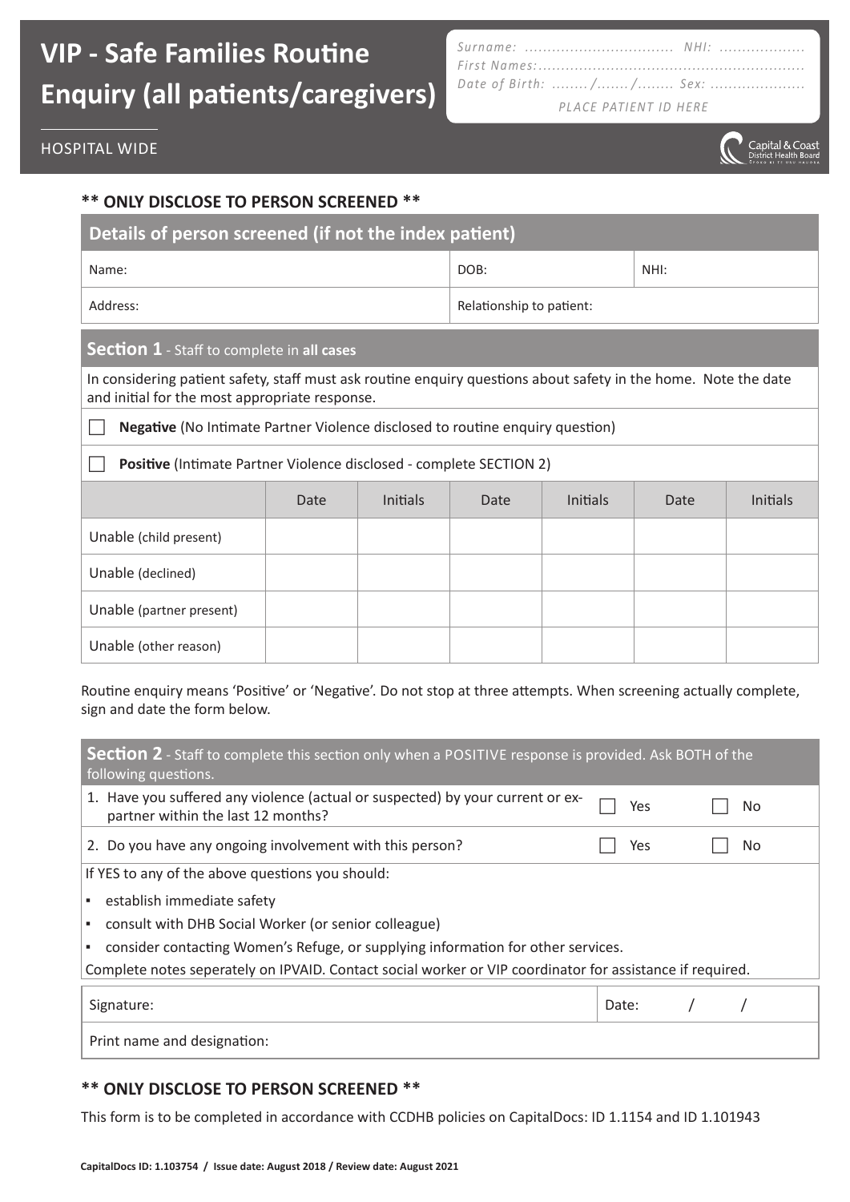# VIP - Safe Families Routine Enquiry (all patients/caregivers)

Surname: ................................ NHI: ..................
First Names:........................................................
Date of Birth: ......../......./........ Sex: ....................
PLACE PATIENT ID HERE

HOSPITAL WIDE

Capital & Coast District Health Board

**\*\* ONLY DISCLOSE TO PERSON SCREENED \*\***

| Details of person screened (if not the index patient) | | |
|---|---|---|
| Name: | DOB: | NHI: |
| Address: | Relationship to patient: | |

## Section 1 - Staff to complete in **all cases**

In considering patient safety, staff must ask routine enquiry questions about safety in the home. Note the date and initial for the most appropriate response.

☐ **Negative** (No Intimate Partner Violence disclosed to routine enquiry question)

☐ **Positive** (Intimate Partner Violence disclosed - complete SECTION 2)

| | Date | Initials | Date | Initials | Date | Initials |
|---|---|---|---|---|---|---|
| Unable (child present) | | | | | | |
| Unable (declined) | | | | | | |
| Unable (partner present) | | | | | | |
| Unable (other reason) | | | | | | |

Routine enquiry means 'Positive' or 'Negative'. Do not stop at three attempts. When screening actually complete, sign and date the form below.

## Section 2 - Staff to complete this section only when a POSITIVE response is provided. Ask BOTH of the following questions.

| | | |
|---|---|---|
| 1. Have you suffered any violence (actual or suspected) by your current or ex-partner within the last 12 months? | ☐ Yes | ☐ No |
| 2. Do you have any ongoing involvement with this person? | ☐ Yes | ☐ No |

If YES to any of the above questions you should:

- establish immediate safety
- consult with DHB Social Worker (or senior colleague)
- consider contacting Women's Refuge, or supplying information for other services.

Complete notes seperately on IPVAID. Contact social worker or VIP coordinator for assistance if required.

| | |
|---|---|
| Signature: | Date: / / |
| Print name and designation: | |

**\*\* ONLY DISCLOSE TO PERSON SCREENED \*\***

This form is to be completed in accordance with CCDHB policies on CapitalDocs: ID 1.1154 and ID 1.101943

**CapitalDocs ID: 1.103754 / Issue date: August 2018 / Review date: August 2021**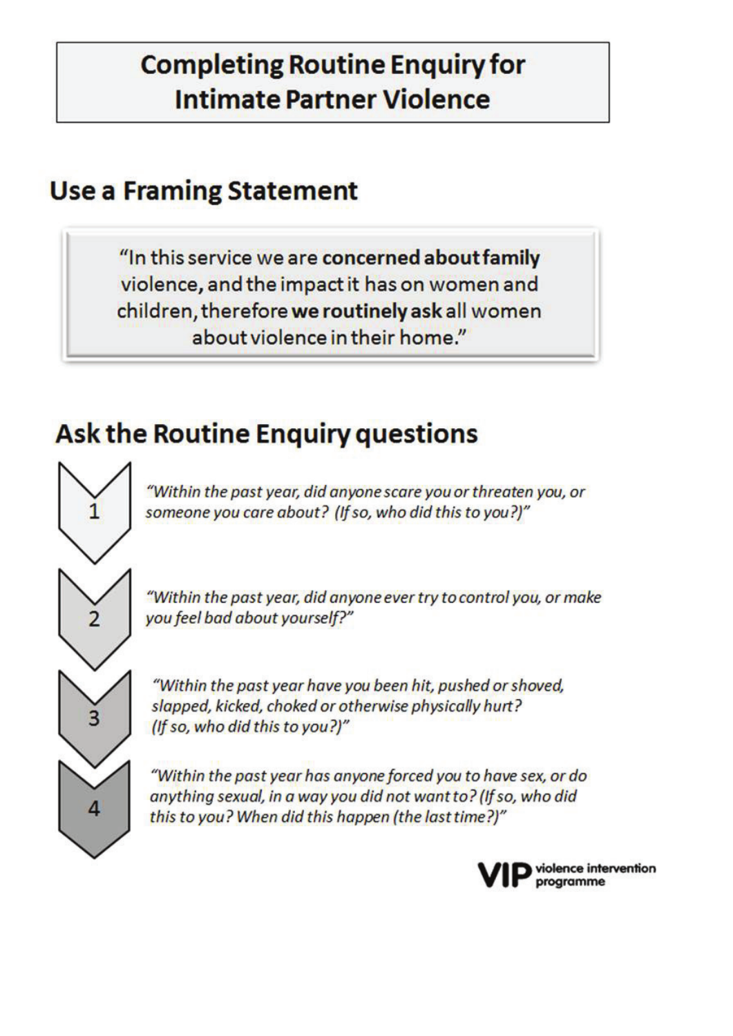# Completing Routine Enquiry for Intimate Partner Violence

## Use a Framing Statement

> "In this service we are **concerned about family** violence, and the impact it has on women and children, therefore **we routinely ask** all women about violence in their home."

## Ask the Routine Enquiry questions

1. *"Within the past year, did anyone scare you or threaten you, or someone you care about? (If so, who did this to you?)"*

2. *"Within the past year, did anyone ever try to control you, or make you feel bad about yourself?"*

3. *"Within the past year have you been hit, pushed or shoved, slapped, kicked, choked or otherwise physically hurt? (If so, who did this to you?)"*

4. *"Within the past year has anyone forced you to have sex, or do anything sexual, in a way you did not want to? (If so, who did this to you? When did this happen (the last time?)"*

VIP violence intervention programme